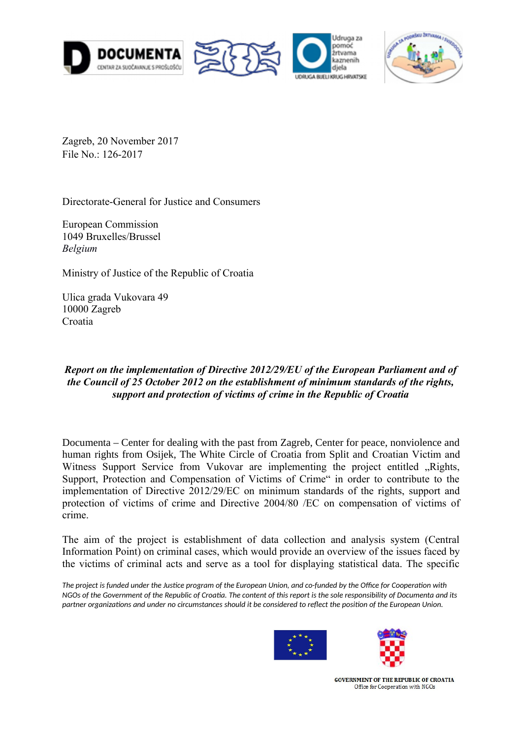Zagreb, 20 November 2017
File No.: 126-2017

Directorate-General for Justice and Consumers

European Commission
1049 Bruxelles/Brussel
*Belgium*

Ministry of Justice of the Republic of Croatia

Ulica grada Vukovara 49
10000 Zagreb
Croatia

***Report on the implementation of Directive 2012/29/EU of the European Parliament and of the Council of 25 October 2012 on the establishment of minimum standards of the rights, support and protection of victims of crime in the Republic of Croatia***

Documenta – Center for dealing with the past from Zagreb, Center for peace, nonviolence and human rights from Osijek, The White Circle of Croatia from Split and Croatian Victim and Witness Support Service from Vukovar are implementing the project entitled „Rights, Support, Protection and Compensation of Victims of Crime" in order to contribute to the implementation of Directive 2012/29/EC on minimum standards of the rights, support and protection of victims of crime and Directive 2004/80 /EC on compensation of victims of crime.

The aim of the project is establishment of data collection and analysis system (Central Information Point) on criminal cases, which would provide an overview of the issues faced by the victims of criminal acts and serve as a tool for displaying statistical data. The specific

*The project is funded under the Justice program of the European Union, and co-funded by the Office for Cooperation with NGOs of the Government of the Republic of Croatia. The content of this report is the sole responsibility of Documenta and its partner organizations and under no circumstances should it be considered to reflect the position of the European Union.*

GOVERNMENT OF THE REPUBLIC OF CROATIA
Office for Cooperation with NGOs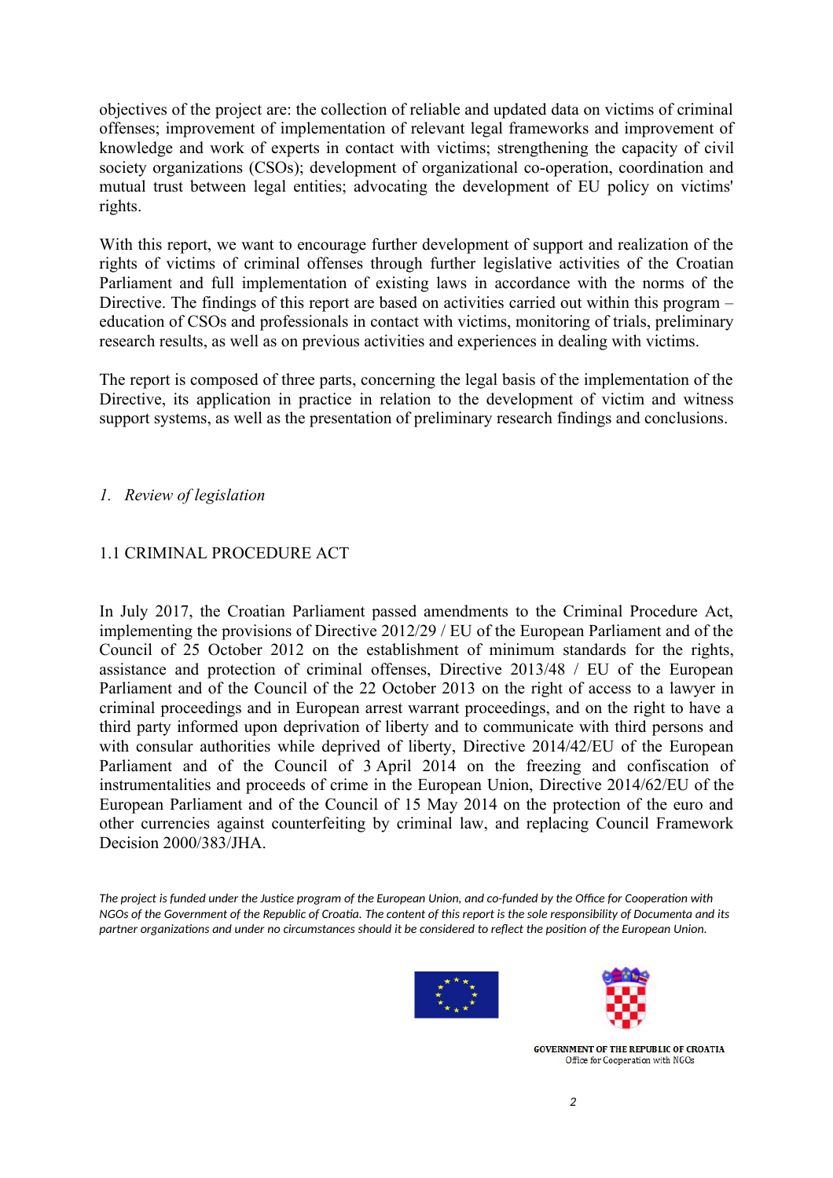objectives of the project are: the collection of reliable and updated data on victims of criminal offenses; improvement of implementation of relevant legal frameworks and improvement of knowledge and work of experts in contact with victims; strengthening the capacity of civil society organizations (CSOs); development of organizational co-operation, coordination and mutual trust between legal entities; advocating the development of EU policy on victims' rights.

With this report, we want to encourage further development of support and realization of the rights of victims of criminal offenses through further legislative activities of the Croatian Parliament and full implementation of existing laws in accordance with the norms of the Directive. The findings of this report are based on activities carried out within this program – education of CSOs and professionals in contact with victims, monitoring of trials, preliminary research results, as well as on previous activities and experiences in dealing with victims.

The report is composed of three parts, concerning the legal basis of the implementation of the Directive, its application in practice in relation to the development of victim and witness support systems, as well as the presentation of preliminary research findings and conclusions.

## *1. Review of legislation*

### 1.1 CRIMINAL PROCEDURE ACT

In July 2017, the Croatian Parliament passed amendments to the Criminal Procedure Act, implementing the provisions of Directive 2012/29 / EU of the European Parliament and of the Council of 25 October 2012 on the establishment of minimum standards for the rights, assistance and protection of criminal offenses, Directive 2013/48 / EU of the European Parliament and of the Council of the 22 October 2013 on the right of access to a lawyer in criminal proceedings and in European arrest warrant proceedings, and on the right to have a third party informed upon deprivation of liberty and to communicate with third persons and with consular authorities while deprived of liberty, Directive 2014/42/EU of the European Parliament and of the Council of 3 April 2014 on the freezing and confiscation of instrumentalities and proceeds of crime in the European Union, Directive 2014/62/EU of the European Parliament and of the Council of 15 May 2014 on the protection of the euro and other currencies against counterfeiting by criminal law, and replacing Council Framework Decision 2000/383/JHA.

*The project is funded under the Justice program of the European Union, and co-funded by the Office for Cooperation with NGOs of the Government of the Republic of Croatia. The content of this report is the sole responsibility of Documenta and its partner organizations and under no circumstances should it be considered to reflect the position of the European Union.*

GOVERNMENT OF THE REPUBLIC OF CROATIA
Office for Cooperation with NGOs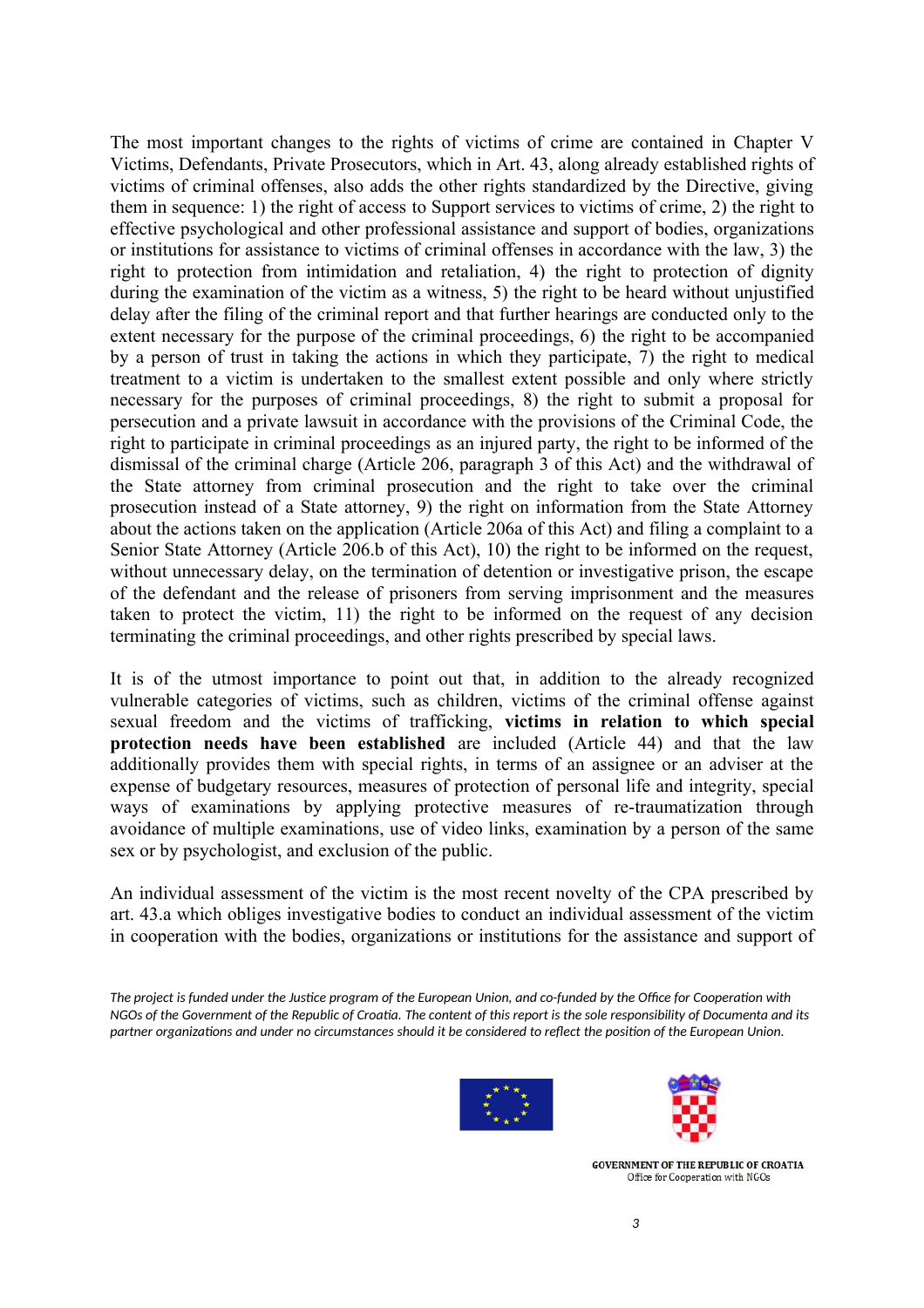The most important changes to the rights of victims of crime are contained in Chapter V Victims, Defendants, Private Prosecutors, which in Art. 43, along already established rights of victims of criminal offenses, also adds the other rights standardized by the Directive, giving them in sequence: 1) the right of access to Support services to victims of crime, 2) the right to effective psychological and other professional assistance and support of bodies, organizations or institutions for assistance to victims of criminal offenses in accordance with the law, 3) the right to protection from intimidation and retaliation, 4) the right to protection of dignity during the examination of the victim as a witness, 5) the right to be heard without unjustified delay after the filing of the criminal report and that further hearings are conducted only to the extent necessary for the purpose of the criminal proceedings, 6) the right to be accompanied by a person of trust in taking the actions in which they participate, 7) the right to medical treatment to a victim is undertaken to the smallest extent possible and only where strictly necessary for the purposes of criminal proceedings, 8) the right to submit a proposal for persecution and a private lawsuit in accordance with the provisions of the Criminal Code, the right to participate in criminal proceedings as an injured party, the right to be informed of the dismissal of the criminal charge (Article 206, paragraph 3 of this Act) and the withdrawal of the State attorney from criminal prosecution and the right to take over the criminal prosecution instead of a State attorney, 9) the right on information from the State Attorney about the actions taken on the application (Article 206a of this Act) and filing a complaint to a Senior State Attorney (Article 206.b of this Act), 10) the right to be informed on the request, without unnecessary delay, on the termination of detention or investigative prison, the escape of the defendant and the release of prisoners from serving imprisonment and the measures taken to protect the victim, 11) the right to be informed on the request of any decision terminating the criminal proceedings, and other rights prescribed by special laws.

It is of the utmost importance to point out that, in addition to the already recognized vulnerable categories of victims, such as children, victims of the criminal offense against sexual freedom and the victims of trafficking, **victims in relation to which special protection needs have been established** are included (Article 44) and that the law additionally provides them with special rights, in terms of an assignee or an adviser at the expense of budgetary resources, measures of protection of personal life and integrity, special ways of examinations by applying protective measures of re-traumatization through avoidance of multiple examinations, use of video links, examination by a person of the same sex or by psychologist, and exclusion of the public.

An individual assessment of the victim is the most recent novelty of the CPA prescribed by art. 43.a which obliges investigative bodies to conduct an individual assessment of the victim in cooperation with the bodies, organizations or institutions for the assistance and support of

*The project is funded under the Justice program of the European Union, and co-funded by the Office for Cooperation with NGOs of the Government of the Republic of Croatia. The content of this report is the sole responsibility of Documenta and its partner organizations and under no circumstances should it be considered to reflect the position of the European Union.*

GOVERNMENT OF THE REPUBLIC OF CROATIA
Office for Cooperation with NGOs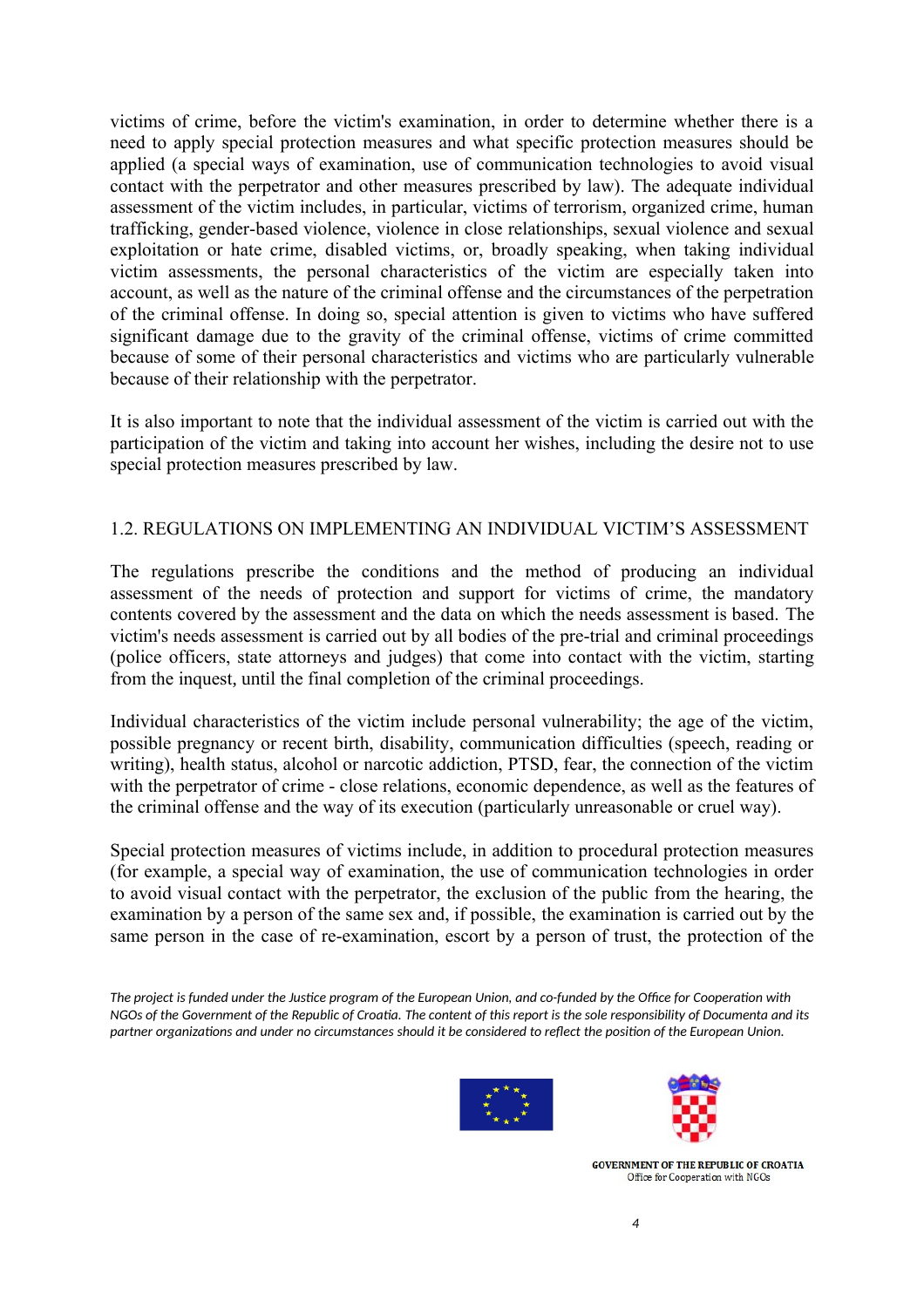victims of crime, before the victim's examination, in order to determine whether there is a need to apply special protection measures and what specific protection measures should be applied (a special ways of examination, use of communication technologies to avoid visual contact with the perpetrator and other measures prescribed by law). The adequate individual assessment of the victim includes, in particular, victims of terrorism, organized crime, human trafficking, gender-based violence, violence in close relationships, sexual violence and sexual exploitation or hate crime, disabled victims, or, broadly speaking, when taking individual victim assessments, the personal characteristics of the victim are especially taken into account, as well as the nature of the criminal offense and the circumstances of the perpetration of the criminal offense. In doing so, special attention is given to victims who have suffered significant damage due to the gravity of the criminal offense, victims of crime committed because of some of their personal characteristics and victims who are particularly vulnerable because of their relationship with the perpetrator.

It is also important to note that the individual assessment of the victim is carried out with the participation of the victim and taking into account her wishes, including the desire not to use special protection measures prescribed by law.

## 1.2. REGULATIONS ON IMPLEMENTING AN INDIVIDUAL VICTIM'S ASSESSMENT

The regulations prescribe the conditions and the method of producing an individual assessment of the needs of protection and support for victims of crime, the mandatory contents covered by the assessment and the data on which the needs assessment is based. The victim's needs assessment is carried out by all bodies of the pre-trial and criminal proceedings (police officers, state attorneys and judges) that come into contact with the victim, starting from the inquest, until the final completion of the criminal proceedings.

Individual characteristics of the victim include personal vulnerability; the age of the victim, possible pregnancy or recent birth, disability, communication difficulties (speech, reading or writing), health status, alcohol or narcotic addiction, PTSD, fear, the connection of the victim with the perpetrator of crime - close relations, economic dependence, as well as the features of the criminal offense and the way of its execution (particularly unreasonable or cruel way).

Special protection measures of victims include, in addition to procedural protection measures (for example, a special way of examination, the use of communication technologies in order to avoid visual contact with the perpetrator, the exclusion of the public from the hearing, the examination by a person of the same sex and, if possible, the examination is carried out by the same person in the case of re-examination, escort by a person of trust, the protection of the

*The project is funded under the Justice program of the European Union, and co-funded by the Office for Cooperation with NGOs of the Government of the Republic of Croatia. The content of this report is the sole responsibility of Documenta and its partner organizations and under no circumstances should it be considered to reflect the position of the European Union.*

GOVERNMENT OF THE REPUBLIC OF CROATIA
Office for Cooperation with NGOs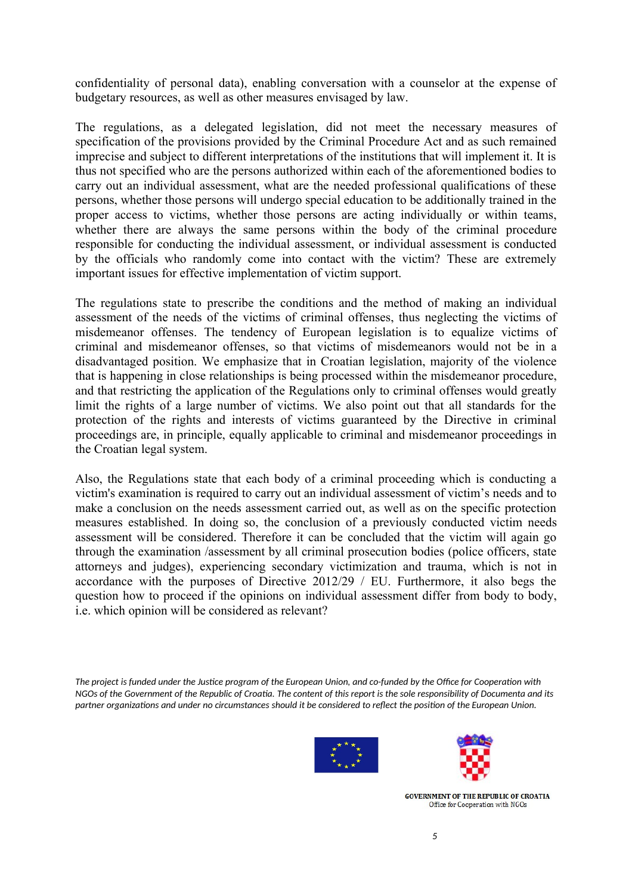confidentiality of personal data), enabling conversation with a counselor at the expense of budgetary resources, as well as other measures envisaged by law.

The regulations, as a delegated legislation, did not meet the necessary measures of specification of the provisions provided by the Criminal Procedure Act and as such remained imprecise and subject to different interpretations of the institutions that will implement it. It is thus not specified who are the persons authorized within each of the aforementioned bodies to carry out an individual assessment, what are the needed professional qualifications of these persons, whether those persons will undergo special education to be additionally trained in the proper access to victims, whether those persons are acting individually or within teams, whether there are always the same persons within the body of the criminal procedure responsible for conducting the individual assessment, or individual assessment is conducted by the officials who randomly come into contact with the victim? These are extremely important issues for effective implementation of victim support.

The regulations state to prescribe the conditions and the method of making an individual assessment of the needs of the victims of criminal offenses, thus neglecting the victims of misdemeanor offenses. The tendency of European legislation is to equalize victims of criminal and misdemeanor offenses, so that victims of misdemeanors would not be in a disadvantaged position. We emphasize that in Croatian legislation, majority of the violence that is happening in close relationships is being processed within the misdemeanor procedure, and that restricting the application of the Regulations only to criminal offenses would greatly limit the rights of a large number of victims. We also point out that all standards for the protection of the rights and interests of victims guaranteed by the Directive in criminal proceedings are, in principle, equally applicable to criminal and misdemeanor proceedings in the Croatian legal system.

Also, the Regulations state that each body of a criminal proceeding which is conducting a victim's examination is required to carry out an individual assessment of victim's needs and to make a conclusion on the needs assessment carried out, as well as on the specific protection measures established. In doing so, the conclusion of a previously conducted victim needs assessment will be considered. Therefore it can be concluded that the victim will again go through the examination /assessment by all criminal prosecution bodies (police officers, state attorneys and judges), experiencing secondary victimization and trauma, which is not in accordance with the purposes of Directive 2012/29 / EU. Furthermore, it also begs the question how to proceed if the opinions on individual assessment differ from body to body, i.e. which opinion will be considered as relevant?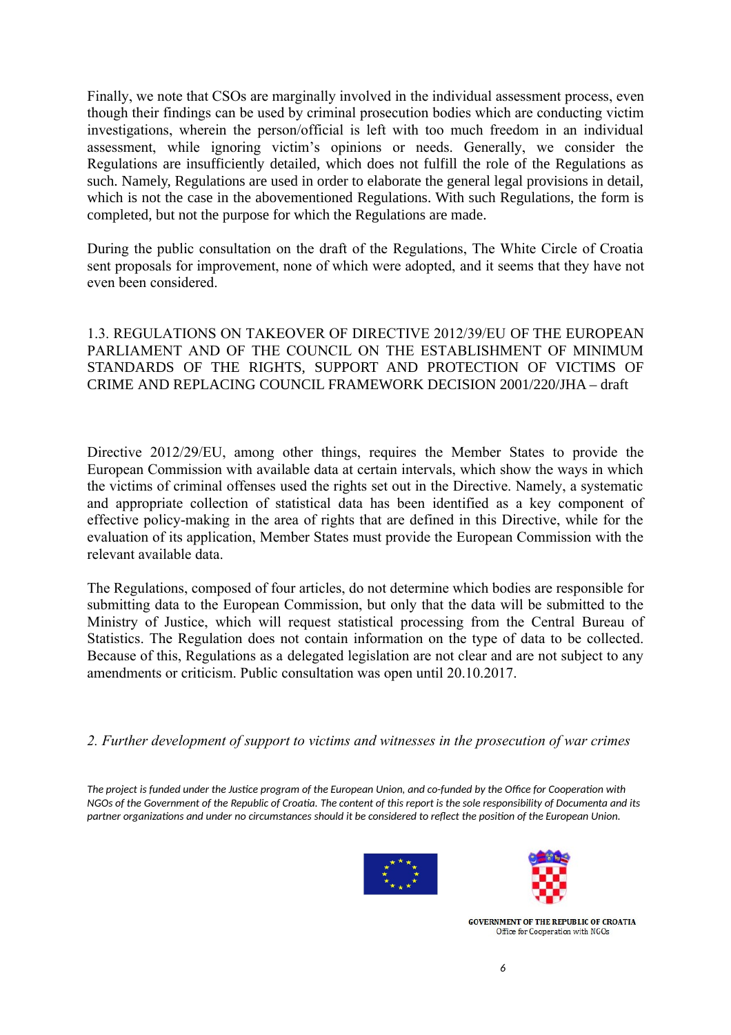Finally, we note that CSOs are marginally involved in the individual assessment process, even though their findings can be used by criminal prosecution bodies which are conducting victim investigations, wherein the person/official is left with too much freedom in an individual assessment, while ignoring victim's opinions or needs. Generally, we consider the Regulations are insufficiently detailed, which does not fulfill the role of the Regulations as such. Namely, Regulations are used in order to elaborate the general legal provisions in detail, which is not the case in the abovementioned Regulations. With such Regulations, the form is completed, but not the purpose for which the Regulations are made.

During the public consultation on the draft of the Regulations, The White Circle of Croatia sent proposals for improvement, none of which were adopted, and it seems that they have not even been considered.

### 1.3. REGULATIONS ON TAKEOVER OF DIRECTIVE 2012/39/EU OF THE EUROPEAN PARLIAMENT AND OF THE COUNCIL ON THE ESTABLISHMENT OF MINIMUM STANDARDS OF THE RIGHTS, SUPPORT AND PROTECTION OF VICTIMS OF CRIME AND REPLACING COUNCIL FRAMEWORK DECISION 2001/220/JHA – draft

Directive 2012/29/EU, among other things, requires the Member States to provide the European Commission with available data at certain intervals, which show the ways in which the victims of criminal offenses used the rights set out in the Directive. Namely, a systematic and appropriate collection of statistical data has been identified as a key component of effective policy-making in the area of rights that are defined in this Directive, while for the evaluation of its application, Member States must provide the European Commission with the relevant available data.

The Regulations, composed of four articles, do not determine which bodies are responsible for submitting data to the European Commission, but only that the data will be submitted to the Ministry of Justice, which will request statistical processing from the Central Bureau of Statistics. The Regulation does not contain information on the type of data to be collected. Because of this, Regulations as a delegated legislation are not clear and are not subject to any amendments or criticism. Public consultation was open until 20.10.2017.

## *2. Further development of support to victims and witnesses in the prosecution of war crimes*

*The project is funded under the Justice program of the European Union, and co-funded by the Office for Cooperation with NGOs of the Government of the Republic of Croatia. The content of this report is the sole responsibility of Documenta and its partner organizations and under no circumstances should it be considered to reflect the position of the European Union.*

GOVERNMENT OF THE REPUBLIC OF CROATIA
Office for Cooperation with NGOs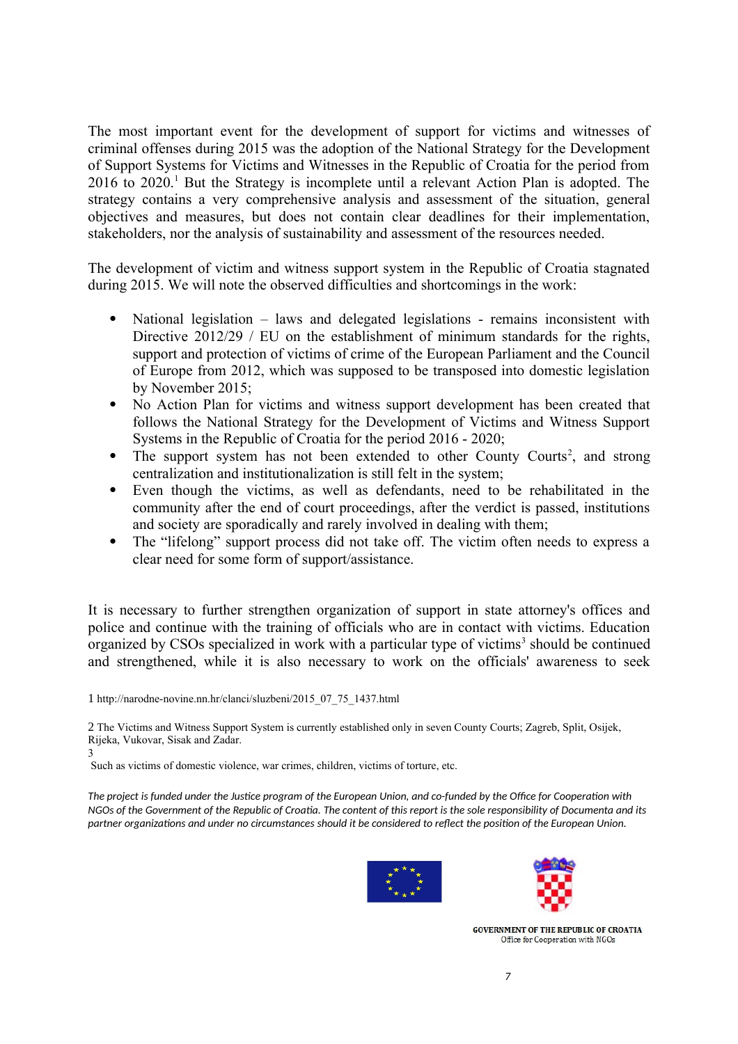The most important event for the development of support for victims and witnesses of criminal offenses during 2015 was the adoption of the National Strategy for the Development of Support Systems for Victims and Witnesses in the Republic of Croatia for the period from 2016 to 2020.[1] But the Strategy is incomplete until a relevant Action Plan is adopted. The strategy contains a very comprehensive analysis and assessment of the situation, general objectives and measures, but does not contain clear deadlines for their implementation, stakeholders, nor the analysis of sustainability and assessment of the resources needed.

The development of victim and witness support system in the Republic of Croatia stagnated during 2015. We will note the observed difficulties and shortcomings in the work:

- National legislation – laws and delegated legislations - remains inconsistent with Directive 2012/29 / EU on the establishment of minimum standards for the rights, support and protection of victims of crime of the European Parliament and the Council of Europe from 2012, which was supposed to be transposed into domestic legislation by November 2015;
- No Action Plan for victims and witness support development has been created that follows the National Strategy for the Development of Victims and Witness Support Systems in the Republic of Croatia for the period 2016 - 2020;
- The support system has not been extended to other County Courts[2], and strong centralization and institutionalization is still felt in the system;
- Even though the victims, as well as defendants, need to be rehabilitated in the community after the end of court proceedings, after the verdict is passed, institutions and society are sporadically and rarely involved in dealing with them;
- The "lifelong" support process did not take off. The victim often needs to express a clear need for some form of support/assistance.

It is necessary to further strengthen organization of support in state attorney's offices and police and continue with the training of officials who are in contact with victims. Education organized by CSOs specialized in work with a particular type of victims[3] should be continued and strengthened, while it is also necessary to work on the officials' awareness to seek

1 http://narodne-novine.nn.hr/clanci/sluzbeni/2015_07_75_1437.html

2 The Victims and Witness Support System is currently established only in seven County Courts; Zagreb, Split, Osijek, Rijeka, Vukovar, Sisak and Zadar.

3 Such as victims of domestic violence, war crimes, children, victims of torture, etc.

*The project is funded under the Justice program of the European Union, and co-funded by the Office for Cooperation with NGOs of the Government of the Republic of Croatia. The content of this report is the sole responsibility of Documenta and its partner organizations and under no circumstances should it be considered to reflect the position of the European Union.*

GOVERNMENT OF THE REPUBLIC OF CROATIA
Office for Cooperation with NGOs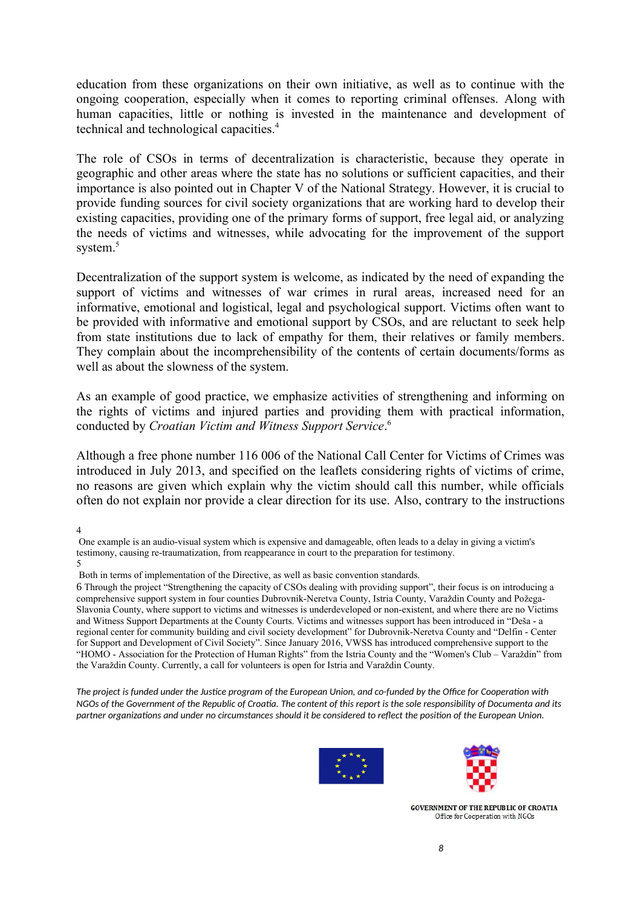education from these organizations on their own initiative, as well as to continue with the ongoing cooperation, especially when it comes to reporting criminal offenses. Along with human capacities, little or nothing is invested in the maintenance and development of technical and technological capacities.[4]

The role of CSOs in terms of decentralization is characteristic, because they operate in geographic and other areas where the state has no solutions or sufficient capacities, and their importance is also pointed out in Chapter V of the National Strategy. However, it is crucial to provide funding sources for civil society organizations that are working hard to develop their existing capacities, providing one of the primary forms of support, free legal aid, or analyzing the needs of victims and witnesses, while advocating for the improvement of the support system.[5]

Decentralization of the support system is welcome, as indicated by the need of expanding the support of victims and witnesses of war crimes in rural areas, increased need for an informative, emotional and logistical, legal and psychological support. Victims often want to be provided with informative and emotional support by CSOs, and are reluctant to seek help from state institutions due to lack of empathy for them, their relatives or family members. They complain about the incomprehensibility of the contents of certain documents/forms as well as about the slowness of the system.

As an example of good practice, we emphasize activities of strengthening and informing on the rights of victims and injured parties and providing them with practical information, conducted by *Croatian Victim and Witness Support Service*.[6]

Although a free phone number 116 006 of the National Call Center for Victims of Crimes was introduced in July 2013, and specified on the leaflets considering rights of victims of crime, no reasons are given which explain why the victim should call this number, while officials often do not explain nor provide a clear direction for its use. Also, contrary to the instructions

[4] One example is an audio-visual system which is expensive and damageable, often leads to a delay in giving a victim's testimony, causing re-traumatization, from reappearance in court to the preparation for testimony.

[5] Both in terms of implementation of the Directive, as well as basic convention standards.

[6] Through the project "Strengthening the capacity of CSOs dealing with providing support", their focus is on introducing a comprehensive support system in four counties Dubrovnik-Neretva County, Istria County, Varaždin County and Požega-Slavonia County, where support to victims and witnesses is underdeveloped or non-existent, and where there are no Victims and Witness Support Departments at the County Courts. Victims and witnesses support has been introduced in "Deša - a regional center for community building and civil society development" for Dubrovnik-Neretva County and "Delfin - Center for Support and Development of Civil Society". Since January 2016, VWSS has introduced comprehensive support to the "HOMO - Association for the Protection of Human Rights" from the Istria County and the "Women's Club – Varaždin" from the Varaždin County. Currently, a call for volunteers is open for Istria and Varaždin County.

*The project is funded under the Justice program of the European Union, and co-funded by the Office for Cooperation with NGOs of the Government of the Republic of Croatia. The content of this report is the sole responsibility of Documenta and its partner organizations and under no circumstances should it be considered to reflect the position of the European Union.*

GOVERNMENT OF THE REPUBLIC OF CROATIA
Office for Cooperation with NGOs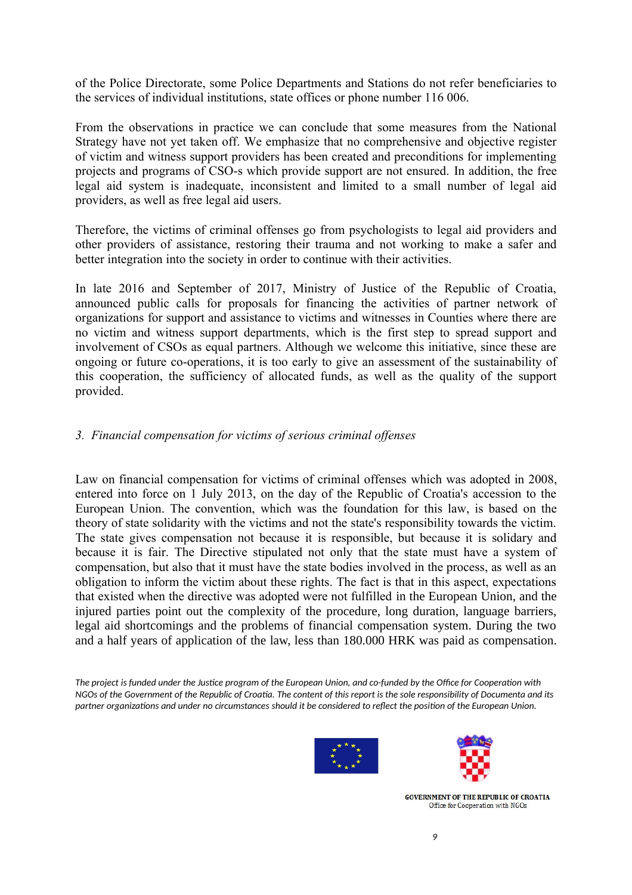of the Police Directorate, some Police Departments and Stations do not refer beneficiaries to the services of individual institutions, state offices or phone number 116 006.

From the observations in practice we can conclude that some measures from the National Strategy have not yet taken off. We emphasize that no comprehensive and objective register of victim and witness support providers has been created and preconditions for implementing projects and programs of CSO-s which provide support are not ensured. In addition, the free legal aid system is inadequate, inconsistent and limited to a small number of legal aid providers, as well as free legal aid users.

Therefore, the victims of criminal offenses go from psychologists to legal aid providers and other providers of assistance, restoring their trauma and not working to make a safer and better integration into the society in order to continue with their activities.

In late 2016 and September of 2017, Ministry of Justice of the Republic of Croatia, announced public calls for proposals for financing the activities of partner network of organizations for support and assistance to victims and witnesses in Counties where there are no victim and witness support departments, which is the first step to spread support and involvement of CSOs as equal partners. Although we welcome this initiative, since these are ongoing or future co-operations, it is too early to give an assessment of the sustainability of this cooperation, the sufficiency of allocated funds, as well as the quality of the support provided.

### *3. Financial compensation for victims of serious criminal offenses*

Law on financial compensation for victims of criminal offenses which was adopted in 2008, entered into force on 1 July 2013, on the day of the Republic of Croatia's accession to the European Union. The convention, which was the foundation for this law, is based on the theory of state solidarity with the victims and not the state's responsibility towards the victim. The state gives compensation not because it is responsible, but because it is solidary and because it is fair. The Directive stipulated not only that the state must have a system of compensation, but also that it must have the state bodies involved in the process, as well as an obligation to inform the victim about these rights. The fact is that in this aspect, expectations that existed when the directive was adopted were not fulfilled in the European Union, and the injured parties point out the complexity of the procedure, long duration, language barriers, legal aid shortcomings and the problems of financial compensation system. During the two and a half years of application of the law, less than 180.000 HRK was paid as compensation.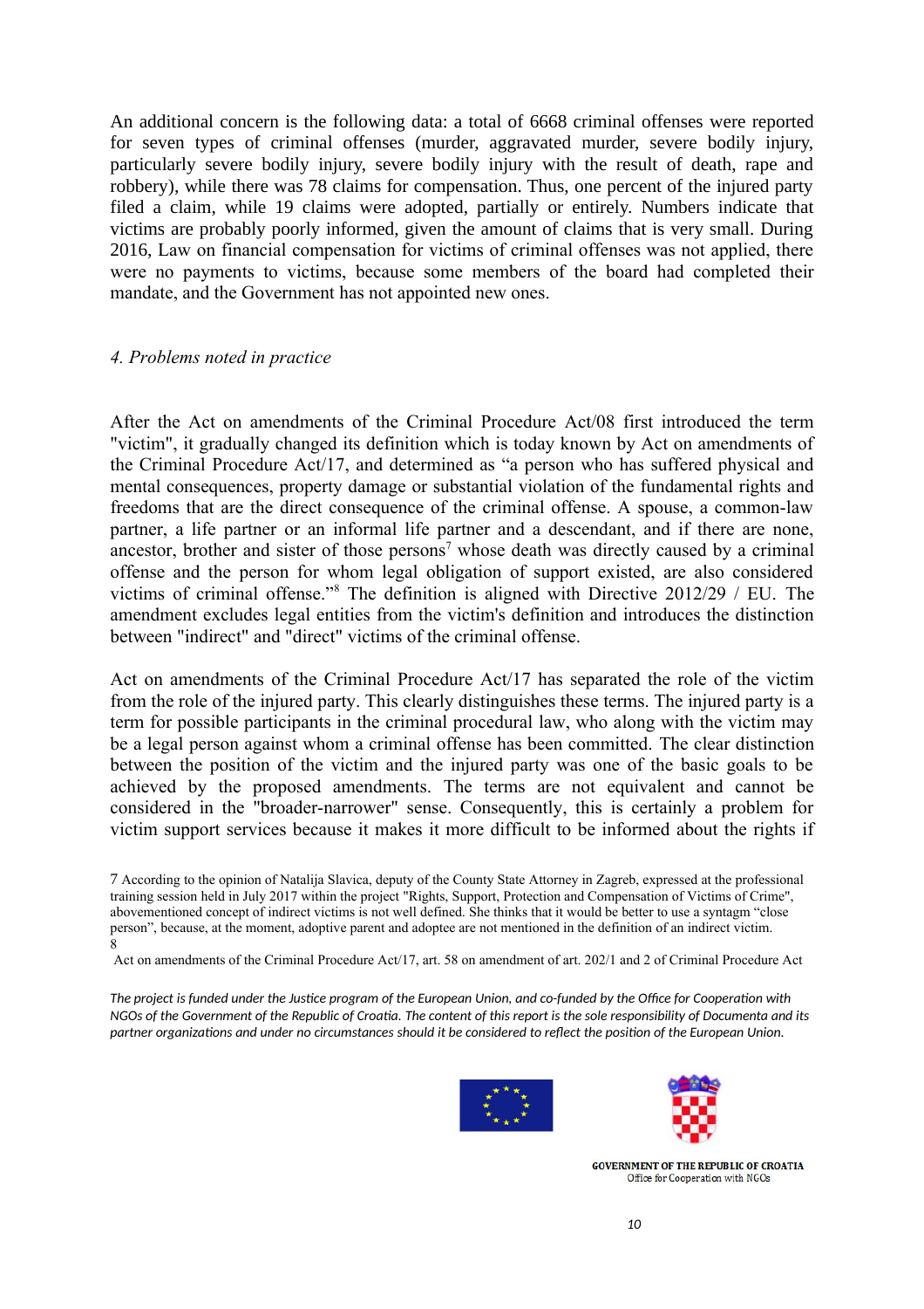An additional concern is the following data: a total of 6668 criminal offenses were reported for seven types of criminal offenses (murder, aggravated murder, severe bodily injury, particularly severe bodily injury, severe bodily injury with the result of death, rape and robbery), while there was 78 claims for compensation. Thus, one percent of the injured party filed a claim, while 19 claims were adopted, partially or entirely. Numbers indicate that victims are probably poorly informed, given the amount of claims that is very small. During 2016, Law on financial compensation for victims of criminal offenses was not applied, there were no payments to victims, because some members of the board had completed their mandate, and the Government has not appointed new ones.

*4. Problems noted in practice*

After the Act on amendments of the Criminal Procedure Act/08 first introduced the term "victim", it gradually changed its definition which is today known by Act on amendments of the Criminal Procedure Act/17, and determined as "a person who has suffered physical and mental consequences, property damage or substantial violation of the fundamental rights and freedoms that are the direct consequence of the criminal offense. A spouse, a common-law partner, a life partner or an informal life partner and a descendant, and if there are none, ancestor, brother and sister of those persons[7] whose death was directly caused by a criminal offense and the person for whom legal obligation of support existed, are also considered victims of criminal offense."[8] The definition is aligned with Directive 2012/29 / EU. The amendment excludes legal entities from the victim's definition and introduces the distinction between "indirect" and "direct" victims of the criminal offense.

Act on amendments of the Criminal Procedure Act/17 has separated the role of the victim from the role of the injured party. This clearly distinguishes these terms. The injured party is a term for possible participants in the criminal procedural law, who along with the victim may be a legal person against whom a criminal offense has been committed. The clear distinction between the position of the victim and the injured party was one of the basic goals to be achieved by the proposed amendments. The terms are not equivalent and cannot be considered in the "broader-narrower" sense. Consequently, this is certainly a problem for victim support services because it makes it more difficult to be informed about the rights if

7 According to the opinion of Natalija Slavica, deputy of the County State Attorney in Zagreb, expressed at the professional training session held in July 2017 within the project "Rights, Support, Protection and Compensation of Victims of Crime", abovementioned concept of indirect victims is not well defined. She thinks that it would be better to use a syntagm "close person", because, at the moment, adoptive parent and adoptee are not mentioned in the definition of an indirect victim.

8 Act on amendments of the Criminal Procedure Act/17, art. 58 on amendment of art. 202/1 and 2 of Criminal Procedure Act

*The project is funded under the Justice program of the European Union, and co-funded by the Office for Cooperation with NGOs of the Government of the Republic of Croatia. The content of this report is the sole responsibility of Documenta and its partner organizations and under no circumstances should it be considered to reflect the position of the European Union.*

GOVERNMENT OF THE REPUBLIC OF CROATIA
Office for Cooperation with NGOs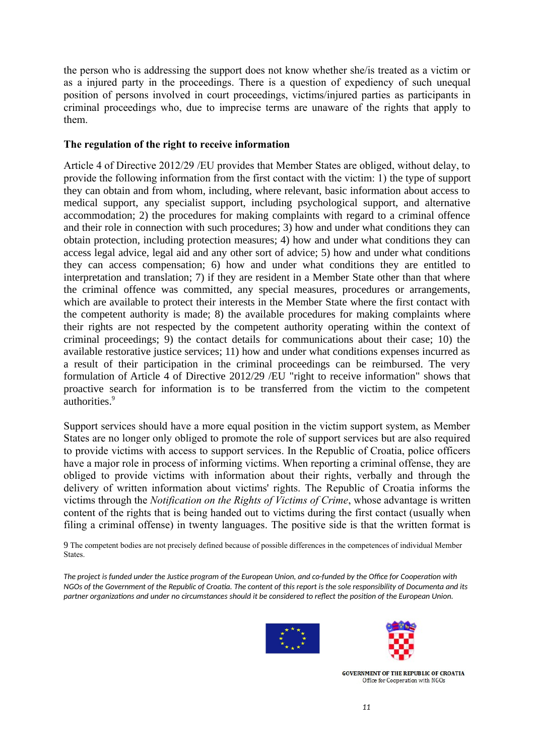the person who is addressing the support does not know whether she/is treated as a victim or as a injured party in the proceedings. There is a question of expediency of such unequal position of persons involved in court proceedings, victims/injured parties as participants in criminal proceedings who, due to imprecise terms are unaware of the rights that apply to them.

**The regulation of the right to receive information**

Article 4 of Directive 2012/29 /EU provides that Member States are obliged, without delay, to provide the following information from the first contact with the victim: 1) the type of support they can obtain and from whom, including, where relevant, basic information about access to medical support, any specialist support, including psychological support, and alternative accommodation; 2) the procedures for making complaints with regard to a criminal offence and their role in connection with such procedures; 3) how and under what conditions they can obtain protection, including protection measures; 4) how and under what conditions they can access legal advice, legal aid and any other sort of advice; 5) how and under what conditions they can access compensation; 6) how and under what conditions they are entitled to interpretation and translation; 7) if they are resident in a Member State other than that where the criminal offence was committed, any special measures, procedures or arrangements, which are available to protect their interests in the Member State where the first contact with the competent authority is made; 8) the available procedures for making complaints where their rights are not respected by the competent authority operating within the context of criminal proceedings; 9) the contact details for communications about their case; 10) the available restorative justice services; 11) how and under what conditions expenses incurred as a result of their participation in the criminal proceedings can be reimbursed. The very formulation of Article 4 of Directive 2012/29 /EU "right to receive information" shows that proactive search for information is to be transferred from the victim to the competent authorities.[9]

Support services should have a more equal position in the victim support system, as Member States are no longer only obliged to promote the role of support services but are also required to provide victims with access to support services. In the Republic of Croatia, police officers have a major role in process of informing victims. When reporting a criminal offense, they are obliged to provide victims with information about their rights, verbally and through the delivery of written information about victims' rights. The Republic of Croatia informs the victims through the *Notification on the Rights of Victims of Crime*, whose advantage is written content of the rights that is being handed out to victims during the first contact (usually when filing a criminal offense) in twenty languages. The positive side is that the written format is

9 The competent bodies are not precisely defined because of possible differences in the competences of individual Member States.

*The project is funded under the Justice program of the European Union, and co-funded by the Office for Cooperation with NGOs of the Government of the Republic of Croatia. The content of this report is the sole responsibility of Documenta and its partner organizations and under no circumstances should it be considered to reflect the position of the European Union.*

GOVERNMENT OF THE REPUBLIC OF CROATIA
Office for Cooperation with NGOs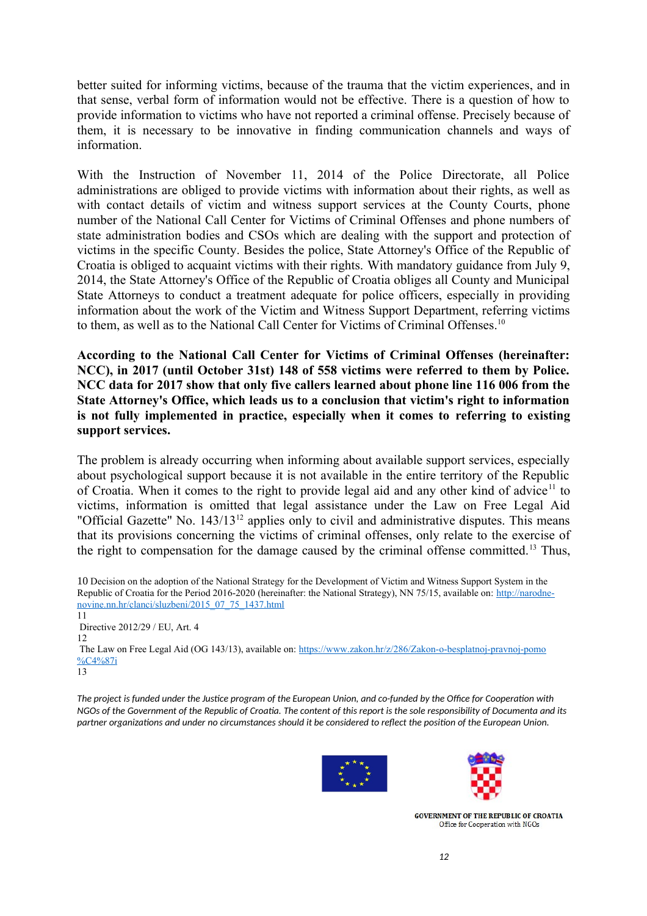better suited for informing victims, because of the trauma that the victim experiences, and in that sense, verbal form of information would not be effective. There is a question of how to provide information to victims who have not reported a criminal offense. Precisely because of them, it is necessary to be innovative in finding communication channels and ways of information.

With the Instruction of November 11, 2014 of the Police Directorate, all Police administrations are obliged to provide victims with information about their rights, as well as with contact details of victim and witness support services at the County Courts, phone number of the National Call Center for Victims of Criminal Offenses and phone numbers of state administration bodies and CSOs which are dealing with the support and protection of victims in the specific County. Besides the police, State Attorney's Office of the Republic of Croatia is obliged to acquaint victims with their rights. With mandatory guidance from July 9, 2014, the State Attorney's Office of the Republic of Croatia obliges all County and Municipal State Attorneys to conduct a treatment adequate for police officers, especially in providing information about the work of the Victim and Witness Support Department, referring victims to them, as well as to the National Call Center for Victims of Criminal Offenses.[10]

**According to the National Call Center for Victims of Criminal Offenses (hereinafter: NCC), in 2017 (until October 31st) 148 of 558 victims were referred to them by Police. NCC data for 2017 show that only five callers learned about phone line 116 006 from the State Attorney's Office, which leads us to a conclusion that victim's right to information is not fully implemented in practice, especially when it comes to referring to existing support services.**

The problem is already occurring when informing about available support services, especially about psychological support because it is not available in the entire territory of the Republic of Croatia. When it comes to the right to provide legal aid and any other kind of advice[11] to victims, information is omitted that legal assistance under the Law on Free Legal Aid "Official Gazette" No. 143/13[12] applies only to civil and administrative disputes. This means that its provisions concerning the victims of criminal offenses, only relate to the exercise of the right to compensation for the damage caused by the criminal offense committed.[13] Thus,

10 Decision on the adoption of the National Strategy for the Development of Victim and Witness Support System in the Republic of Croatia for the Period 2016-2020 (hereinafter: the National Strategy), NN 75/15, available on: http://narodne-novine.nn.hr/clanci/sluzbeni/2015_07_75_1437.html

11 Directive 2012/29 / EU, Art. 4

12 The Law on Free Legal Aid (OG 143/13), available on: https://www.zakon.hr/z/286/Zakon-o-besplatnoj-pravnoj-pomo%C4%87i

13

*The project is funded under the Justice program of the European Union, and co-funded by the Office for Cooperation with NGOs of the Government of the Republic of Croatia. The content of this report is the sole responsibility of Documenta and its partner organizations and under no circumstances should it be considered to reflect the position of the European Union.*

GOVERNMENT OF THE REPUBLIC OF CROATIA
Office for Cooperation with NGOs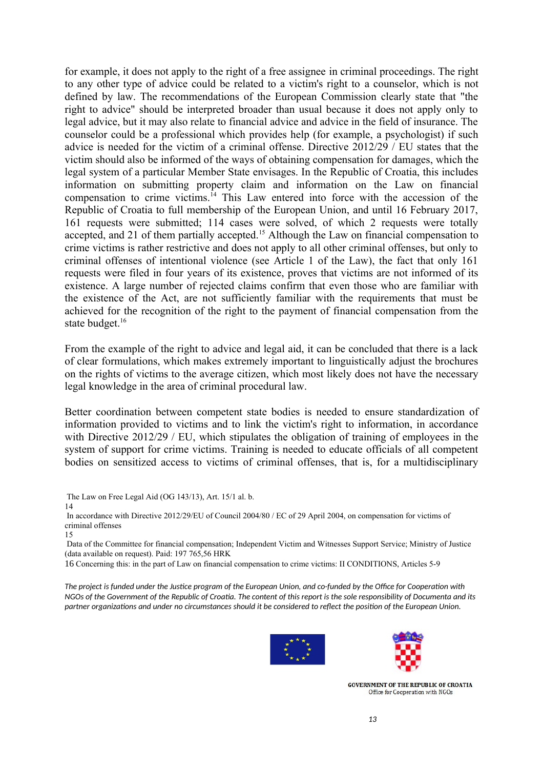for example, it does not apply to the right of a free assignee in criminal proceedings. The right to any other type of advice could be related to a victim's right to a counselor, which is not defined by law. The recommendations of the European Commission clearly state that "the right to advice" should be interpreted broader than usual because it does not apply only to legal advice, but it may also relate to financial advice and advice in the field of insurance. The counselor could be a professional which provides help (for example, a psychologist) if such advice is needed for the victim of a criminal offense. Directive 2012/29 / EU states that the victim should also be informed of the ways of obtaining compensation for damages, which the legal system of a particular Member State envisages. In the Republic of Croatia, this includes information on submitting property claim and information on the Law on financial compensation to crime victims.[14] This Law entered into force with the accession of the Republic of Croatia to full membership of the European Union, and until 16 February 2017, 161 requests were submitted; 114 cases were solved, of which 2 requests were totally accepted, and 21 of them partially accepted.[15] Although the Law on financial compensation to crime victims is rather restrictive and does not apply to all other criminal offenses, but only to criminal offenses of intentional violence (see Article 1 of the Law), the fact that only 161 requests were filed in four years of its existence, proves that victims are not informed of its existence. A large number of rejected claims confirm that even those who are familiar with the existence of the Act, are not sufficiently familiar with the requirements that must be achieved for the recognition of the right to the payment of financial compensation from the state budget.[16]

From the example of the right to advice and legal aid, it can be concluded that there is a lack of clear formulations, which makes extremely important to linguistically adjust the brochures on the rights of victims to the average citizen, which most likely does not have the necessary legal knowledge in the area of criminal procedural law.

Better coordination between competent state bodies is needed to ensure standardization of information provided to victims and to link the victim's right to information, in accordance with Directive 2012/29 / EU, which stipulates the obligation of training of employees in the system of support for crime victims. Training is needed to educate officials of all competent bodies on sensitized access to victims of criminal offenses, that is, for a multidisciplinary

The Law on Free Legal Aid (OG 143/13), Art. 15/1 al. b.

14 In accordance with Directive 2012/29/EU of Council 2004/80 / EC of 29 April 2004, on compensation for victims of criminal offenses

15 Data of the Committee for financial compensation; Independent Victim and Witnesses Support Service; Ministry of Justice (data available on request). Paid: 197 765,56 HRK

16 Concerning this: in the part of Law on financial compensation to crime victims: II CONDITIONS, Articles 5-9

*The project is funded under the Justice program of the European Union, and co-funded by the Office for Cooperation with NGOs of the Government of the Republic of Croatia. The content of this report is the sole responsibility of Documenta and its partner organizations and under no circumstances should it be considered to reflect the position of the European Union.*

GOVERNMENT OF THE REPUBLIC OF CROATIA
Office for Cooperation with NGOs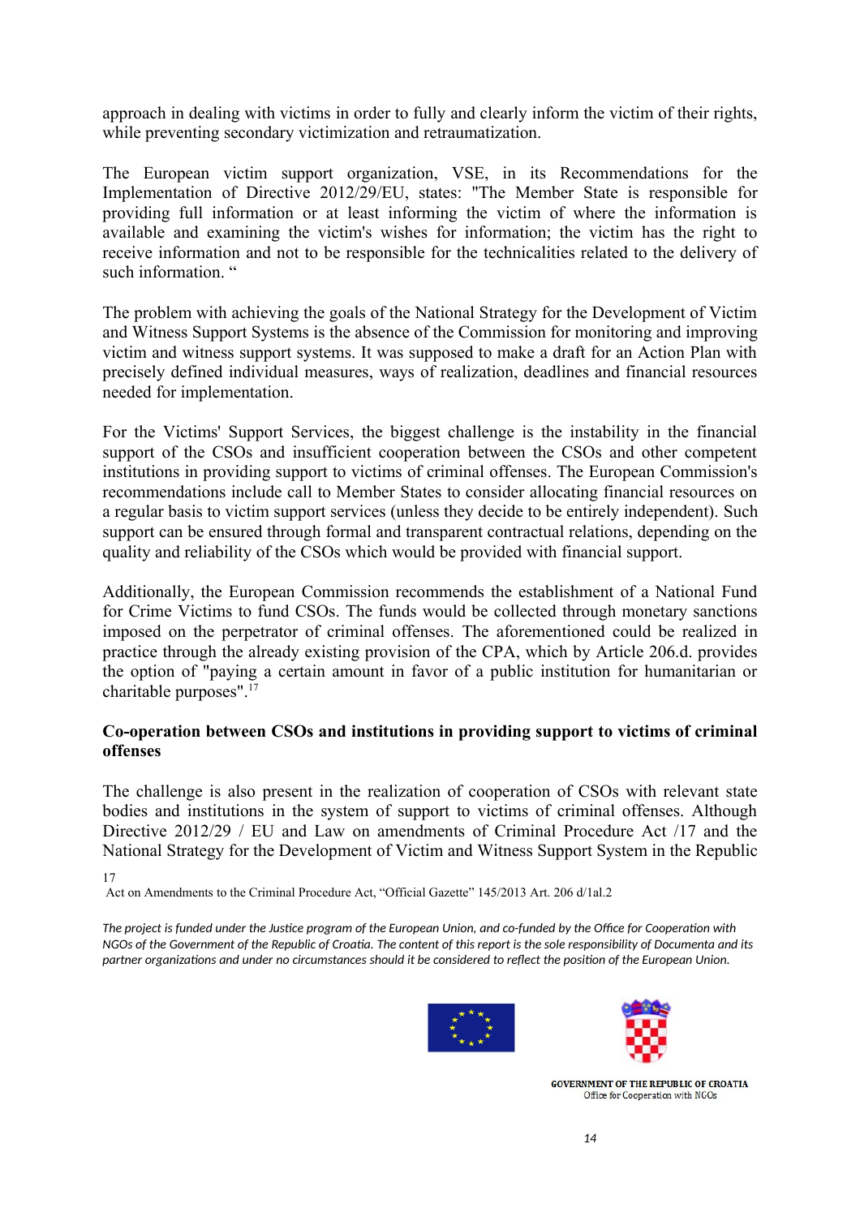approach in dealing with victims in order to fully and clearly inform the victim of their rights, while preventing secondary victimization and retraumatization.

The European victim support organization, VSE, in its Recommendations for the Implementation of Directive 2012/29/EU, states: "The Member State is responsible for providing full information or at least informing the victim of where the information is available and examining the victim's wishes for information; the victim has the right to receive information and not to be responsible for the technicalities related to the delivery of such information. "

The problem with achieving the goals of the National Strategy for the Development of Victim and Witness Support Systems is the absence of the Commission for monitoring and improving victim and witness support systems. It was supposed to make a draft for an Action Plan with precisely defined individual measures, ways of realization, deadlines and financial resources needed for implementation.

For the Victims' Support Services, the biggest challenge is the instability in the financial support of the CSOs and insufficient cooperation between the CSOs and other competent institutions in providing support to victims of criminal offenses. The European Commission's recommendations include call to Member States to consider allocating financial resources on a regular basis to victim support services (unless they decide to be entirely independent). Such support can be ensured through formal and transparent contractual relations, depending on the quality and reliability of the CSOs which would be provided with financial support.

Additionally, the European Commission recommends the establishment of a National Fund for Crime Victims to fund CSOs. The funds would be collected through monetary sanctions imposed on the perpetrator of criminal offenses. The aforementioned could be realized in practice through the already existing provision of the CPA, which by Article 206.d. provides the option of "paying a certain amount in favor of a public institution for humanitarian or charitable purposes".[17]

**Co-operation between CSOs and institutions in providing support to victims of criminal offenses**

The challenge is also present in the realization of cooperation of CSOs with relevant state bodies and institutions in the system of support to victims of criminal offenses. Although Directive 2012/29 / EU and Law on amendments of Criminal Procedure Act /17 and the National Strategy for the Development of Victim and Witness Support System in the Republic

17 Act on Amendments to the Criminal Procedure Act, "Official Gazette" 145/2013 Art. 206 d/1al.2

*The project is funded under the Justice program of the European Union, and co-funded by the Office for Cooperation with NGOs of the Government of the Republic of Croatia. The content of this report is the sole responsibility of Documenta and its partner organizations and under no circumstances should it be considered to reflect the position of the European Union.*

GOVERNMENT OF THE REPUBLIC OF CROATIA
Office for Cooperation with NGOs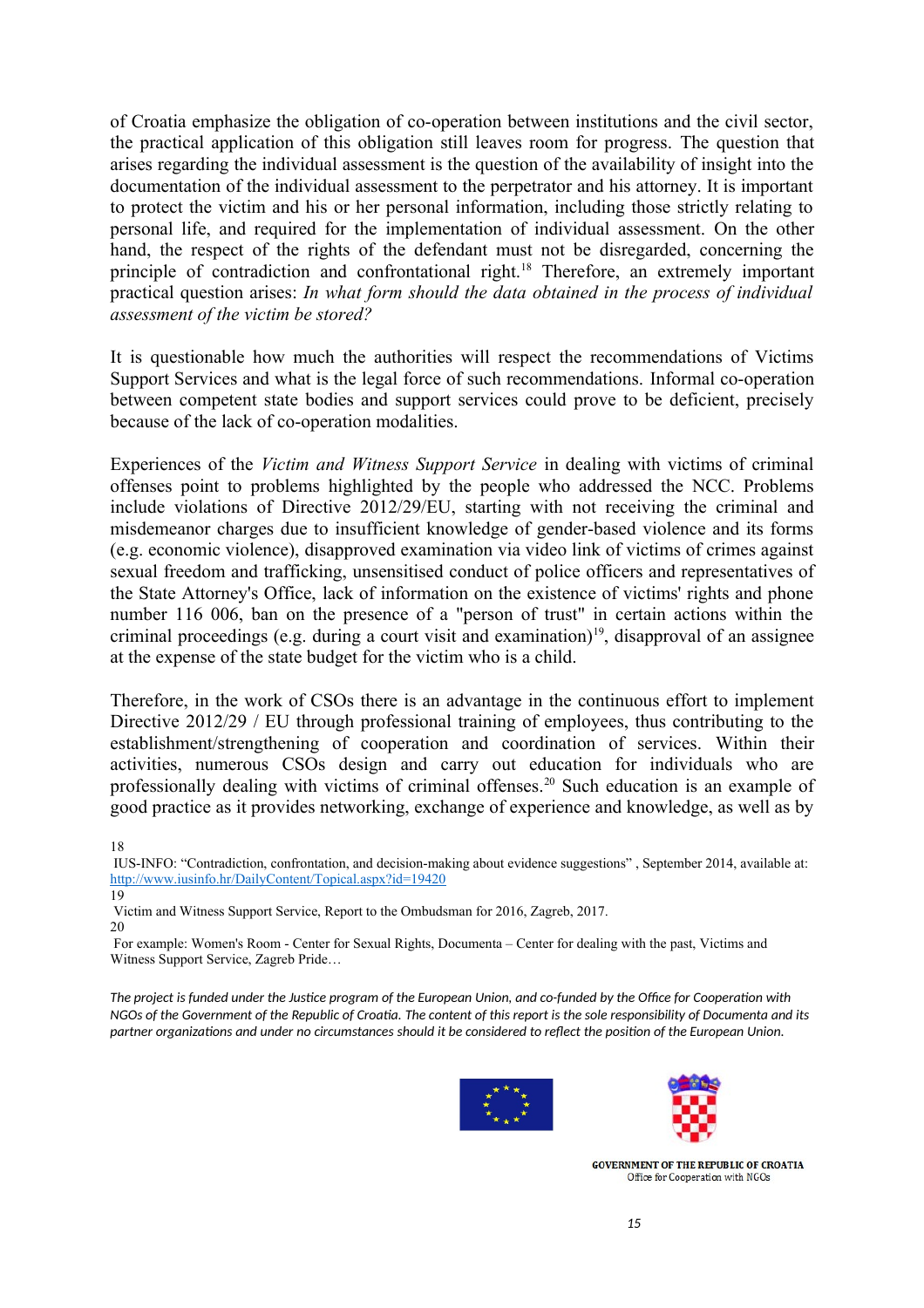of Croatia emphasize the obligation of co-operation between institutions and the civil sector, the practical application of this obligation still leaves room for progress. The question that arises regarding the individual assessment is the question of the availability of insight into the documentation of the individual assessment to the perpetrator and his attorney. It is important to protect the victim and his or her personal information, including those strictly relating to personal life, and required for the implementation of individual assessment. On the other hand, the respect of the rights of the defendant must not be disregarded, concerning the principle of contradiction and confrontational right.[18] Therefore, an extremely important practical question arises: *In what form should the data obtained in the process of individual assessment of the victim be stored?*

It is questionable how much the authorities will respect the recommendations of Victims Support Services and what is the legal force of such recommendations. Informal co-operation between competent state bodies and support services could prove to be deficient, precisely because of the lack of co-operation modalities.

Experiences of the *Victim and Witness Support Service* in dealing with victims of criminal offenses point to problems highlighted by the people who addressed the NCC. Problems include violations of Directive 2012/29/EU, starting with not receiving the criminal and misdemeanor charges due to insufficient knowledge of gender-based violence and its forms (e.g. economic violence), disapproved examination via video link of victims of crimes against sexual freedom and trafficking, unsensitised conduct of police officers and representatives of the State Attorney's Office, lack of information on the existence of victims' rights and phone number 116 006, ban on the presence of a "person of trust" in certain actions within the criminal proceedings (e.g. during a court visit and examination)[19], disapproval of an assignee at the expense of the state budget for the victim who is a child.

Therefore, in the work of CSOs there is an advantage in the continuous effort to implement Directive 2012/29 / EU through professional training of employees, thus contributing to the establishment/strengthening of cooperation and coordination of services. Within their activities, numerous CSOs design and carry out education for individuals who are professionally dealing with victims of criminal offenses.[20] Such education is an example of good practice as it provides networking, exchange of experience and knowledge, as well as by

---

18 IUS-INFO: "Contradiction, confrontation, and decision-making about evidence suggestions" , September 2014, available at: http://www.iusinfo.hr/DailyContent/Topical.aspx?id=19420

19 Victim and Witness Support Service, Report to the Ombudsman for 2016, Zagreb, 2017.

20 For example: Women's Room - Center for Sexual Rights, Documenta – Center for dealing with the past, Victims and Witness Support Service, Zagreb Pride…

*The project is funded under the Justice program of the European Union, and co-funded by the Office for Cooperation with NGOs of the Government of the Republic of Croatia. The content of this report is the sole responsibility of Documenta and its partner organizations and under no circumstances should it be considered to reflect the position of the European Union.*

GOVERNMENT OF THE REPUBLIC OF CROATIA
Office for Cooperation with NGOs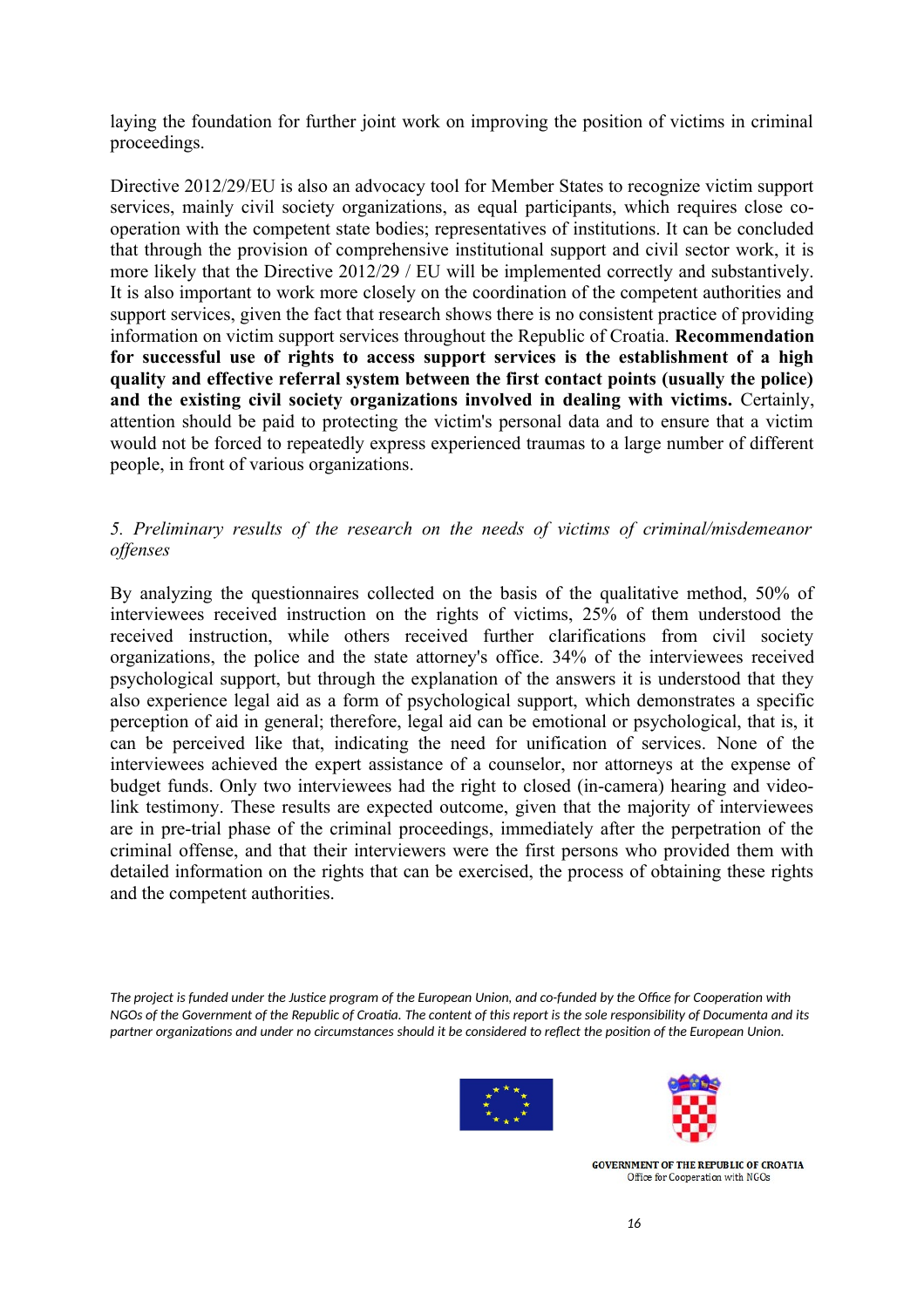laying the foundation for further joint work on improving the position of victims in criminal proceedings.

Directive 2012/29/EU is also an advocacy tool for Member States to recognize victim support services, mainly civil society organizations, as equal participants, which requires close co-operation with the competent state bodies; representatives of institutions. It can be concluded that through the provision of comprehensive institutional support and civil sector work, it is more likely that the Directive 2012/29 / EU will be implemented correctly and substantively. It is also important to work more closely on the coordination of the competent authorities and support services, given the fact that research shows there is no consistent practice of providing information on victim support services throughout the Republic of Croatia. **Recommendation for successful use of rights to access support services is the establishment of a high quality and effective referral system between the first contact points (usually the police) and the existing civil society organizations involved in dealing with victims.** Certainly, attention should be paid to protecting the victim's personal data and to ensure that a victim would not be forced to repeatedly express experienced traumas to a large number of different people, in front of various organizations.

## *5. Preliminary results of the research on the needs of victims of criminal/misdemeanor offenses*

By analyzing the questionnaires collected on the basis of the qualitative method, 50% of interviewees received instruction on the rights of victims, 25% of them understood the received instruction, while others received further clarifications from civil society organizations, the police and the state attorney's office. 34% of the interviewees received psychological support, but through the explanation of the answers it is understood that they also experience legal aid as a form of psychological support, which demonstrates a specific perception of aid in general; therefore, legal aid can be emotional or psychological, that is, it can be perceived like that, indicating the need for unification of services. None of the interviewees achieved the expert assistance of a counselor, nor attorneys at the expense of budget funds. Only two interviewees had the right to closed (in-camera) hearing and video-link testimony. These results are expected outcome, given that the majority of interviewees are in pre-trial phase of the criminal proceedings, immediately after the perpetration of the criminal offense, and that their interviewers were the first persons who provided them with detailed information on the rights that can be exercised, the process of obtaining these rights and the competent authorities.

*The project is funded under the Justice program of the European Union, and co-funded by the Office for Cooperation with NGOs of the Government of the Republic of Croatia. The content of this report is the sole responsibility of Documenta and its partner organizations and under no circumstances should it be considered to reflect the position of the European Union.*

GOVERNMENT OF THE REPUBLIC OF CROATIA
Office for Cooperation with NGOs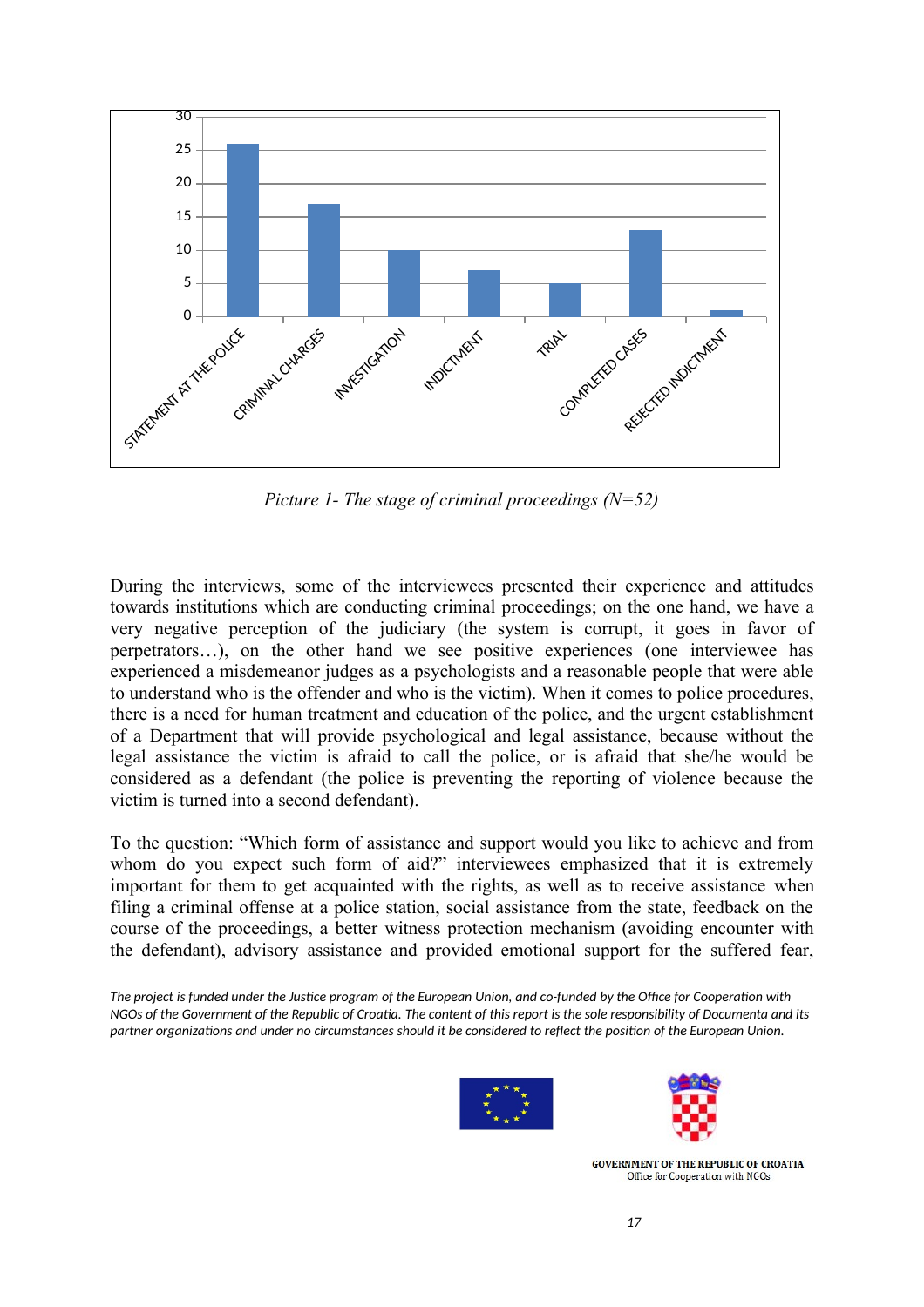| Stage | Value |
| --- | --- |
| STATEMENT AT THE POLICE | 26 |
| CRIMINAL CHARGES | 17 |
| INVESTIGATION | 10 |
| INDICTMENT | 7 |
| TRIAL | 5 |
| COMPLETED CASES | 13 |
| REJECTED INDICTMENT | 1 |

*Picture 1- The stage of criminal proceedings (N=52)*

During the interviews, some of the interviewees presented their experience and attitudes towards institutions which are conducting criminal proceedings; on the one hand, we have a very negative perception of the judiciary (the system is corrupt, it goes in favor of perpetrators…), on the other hand we see positive experiences (one interviewee has experienced a misdemeanor judges as a psychologists and a reasonable people that were able to understand who is the offender and who is the victim). When it comes to police procedures, there is a need for human treatment and education of the police, and the urgent establishment of a Department that will provide psychological and legal assistance, because without the legal assistance the victim is afraid to call the police, or is afraid that she/he would be considered as a defendant (the police is preventing the reporting of violence because the victim is turned into a second defendant).

To the question: "Which form of assistance and support would you like to achieve and from whom do you expect such form of aid?" interviewees emphasized that it is extremely important for them to get acquainted with the rights, as well as to receive assistance when filing a criminal offense at a police station, social assistance from the state, feedback on the course of the proceedings, a better witness protection mechanism (avoiding encounter with the defendant), advisory assistance and provided emotional support for the suffered fear,

*The project is funded under the Justice program of the European Union, and co-funded by the Office for Cooperation with NGOs of the Government of the Republic of Croatia. The content of this report is the sole responsibility of Documenta and its partner organizations and under no circumstances should it be considered to reflect the position of the European Union.*

GOVERNMENT OF THE REPUBLIC OF CROATIA
Office for Cooperation with NGOs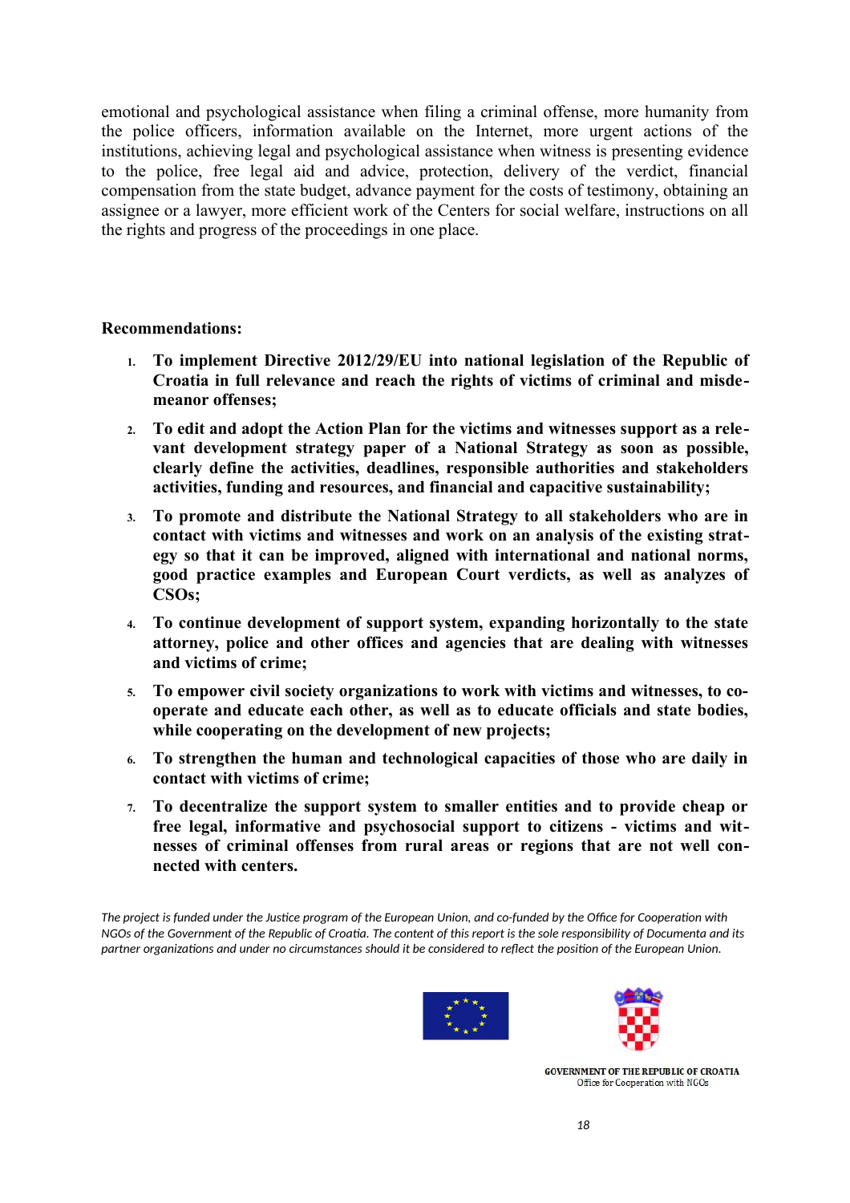emotional and psychological assistance when filing a criminal offense, more humanity from the police officers, information available on the Internet, more urgent actions of the institutions, achieving legal and psychological assistance when witness is presenting evidence to the police, free legal aid and advice, protection, delivery of the verdict, financial compensation from the state budget, advance payment for the costs of testimony, obtaining an assignee or a lawyer, more efficient work of the Centers for social welfare, instructions on all the rights and progress of the proceedings in one place.

**Recommendations:**

1. **To implement Directive 2012/29/EU into national legislation of the Republic of Croatia in full relevance and reach the rights of victims of criminal and misdemeanor offenses;**
2. **To edit and adopt the Action Plan for the victims and witnesses support as a relevant development strategy paper of a National Strategy as soon as possible, clearly define the activities, deadlines, responsible authorities and stakeholders activities, funding and resources, and financial and capacitive sustainability;**
3. **To promote and distribute the National Strategy to all stakeholders who are in contact with victims and witnesses and work on an analysis of the existing strategy so that it can be improved, aligned with international and national norms, good practice examples and European Court verdicts, as well as analyzes of CSOs;**
4. **To continue development of support system, expanding horizontally to the state attorney, police and other offices and agencies that are dealing with witnesses and victims of crime;**
5. **To empower civil society organizations to work with victims and witnesses, to cooperate and educate each other, as well as to educate officials and state bodies, while cooperating on the development of new projects;**
6. **To strengthen the human and technological capacities of those who are daily in contact with victims of crime;**
7. **To decentralize the support system to smaller entities and to provide cheap or free legal, informative and psychosocial support to citizens - victims and witnesses of criminal offenses from rural areas or regions that are not well connected with centers.**

*The project is funded under the Justice program of the European Union, and co-funded by the Office for Cooperation with NGOs of the Government of the Republic of Croatia. The content of this report is the sole responsibility of Documenta and its partner organizations and under no circumstances should it be considered to reflect the position of the European Union.*

GOVERNMENT OF THE REPUBLIC OF CROATIA
Office for Cooperation with NGOs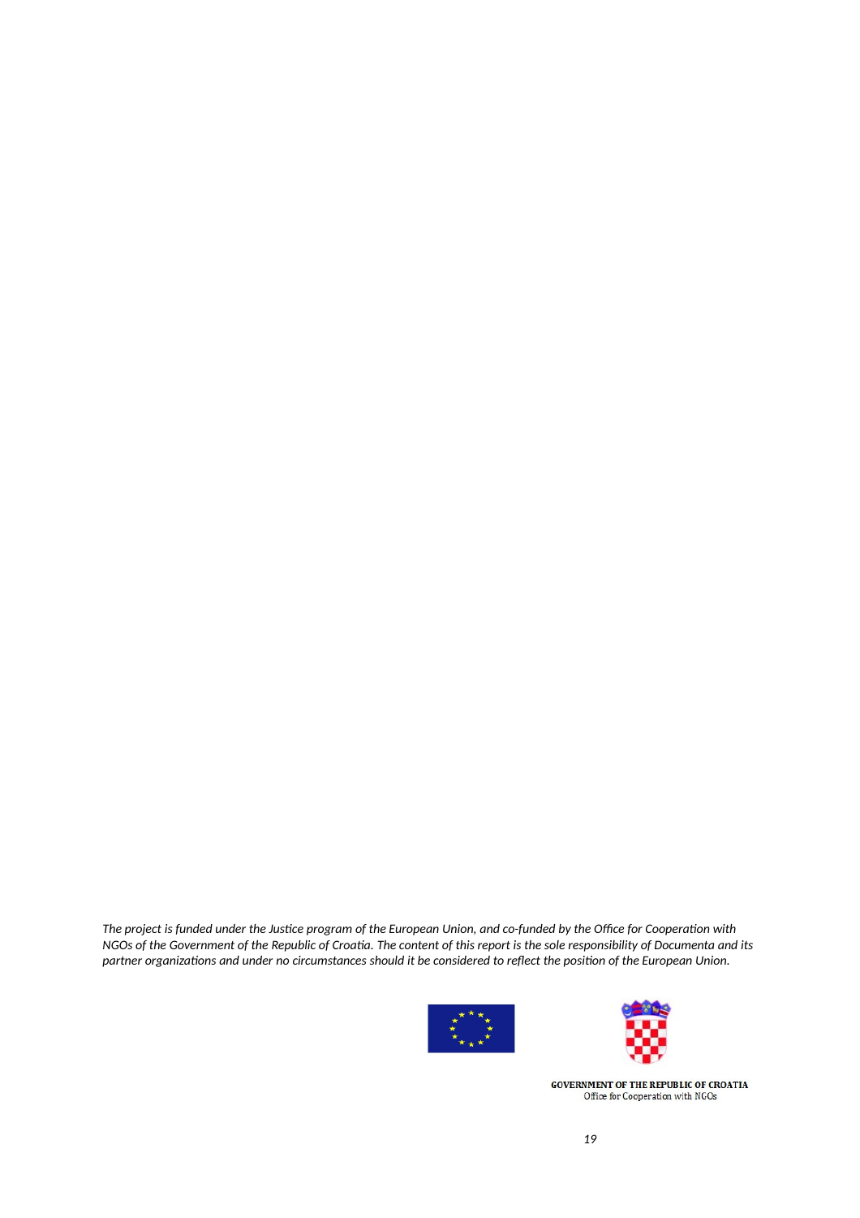*The project is funded under the Justice program of the European Union, and co-funded by the Office for Cooperation with NGOs of the Government of the Republic of Croatia. The content of this report is the sole responsibility of Documenta and its partner organizations and under no circumstances should it be considered to reflect the position of the European Union.*

**GOVERNMENT OF THE REPUBLIC OF CROATIA**
Office for Cooperation with NGOs